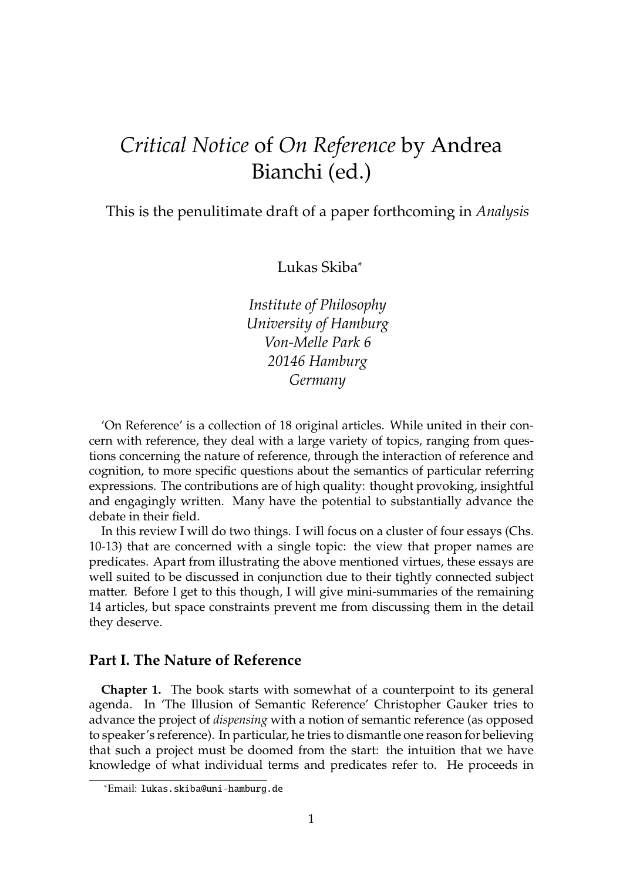# *Critical Notice* of *On Reference* by Andrea Bianchi (ed.)

This is the penulitimate draft of a paper forthcoming in *Analysis*

Lukas Skiba*

*Institute of Philosophy*
*University of Hamburg*
*Von-Melle Park 6*
*20146 Hamburg*
*Germany*

'On Reference' is a collection of 18 original articles. While united in their concern with reference, they deal with a large variety of topics, ranging from questions concerning the nature of reference, through the interaction of reference and cognition, to more specific questions about the semantics of particular referring expressions. The contributions are of high quality: thought provoking, insightful and engagingly written. Many have the potential to substantially advance the debate in their field.

In this review I will do two things. I will focus on a cluster of four essays (Chs. 10-13) that are concerned with a single topic: the view that proper names are predicates. Apart from illustrating the above mentioned virtues, these essays are well suited to be discussed in conjunction due to their tightly connected subject matter. Before I get to this though, I will give mini-summaries of the remaining 14 articles, but space constraints prevent me from discussing them in the detail they deserve.

## Part I. The Nature of Reference

**Chapter 1.** The book starts with somewhat of a counterpoint to its general agenda. In 'The Illusion of Semantic Reference' Christopher Gauker tries to advance the project of *dispensing* with a notion of semantic reference (as opposed to speaker's reference). In particular, he tries to dismantle one reason for believing that such a project must be doomed from the start: the intuition that we have knowledge of what individual terms and predicates refer to. He proceeds in

*Email: lukas.skiba@uni-hamburg.de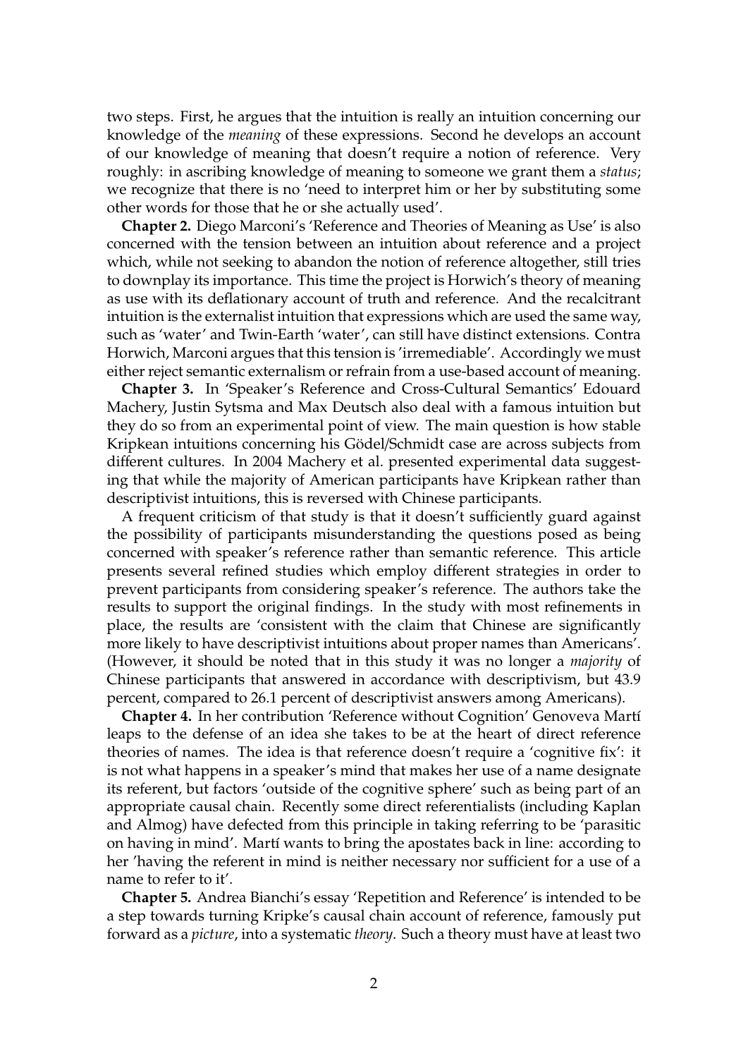two steps. First, he argues that the intuition is really an intuition concerning our knowledge of the *meaning* of these expressions. Second he develops an account of our knowledge of meaning that doesn't require a notion of reference. Very roughly: in ascribing knowledge of meaning to someone we grant them a *status*; we recognize that there is no 'need to interpret him or her by substituting some other words for those that he or she actually used'.

**Chapter 2.** Diego Marconi's 'Reference and Theories of Meaning as Use' is also concerned with the tension between an intuition about reference and a project which, while not seeking to abandon the notion of reference altogether, still tries to downplay its importance. This time the project is Horwich's theory of meaning as use with its deflationary account of truth and reference. And the recalcitrant intuition is the externalist intuition that expressions which are used the same way, such as 'water' and Twin-Earth 'water', can still have distinct extensions. Contra Horwich, Marconi argues that this tension is 'irremediable'. Accordingly we must either reject semantic externalism or refrain from a use-based account of meaning.

**Chapter 3.** In 'Speaker's Reference and Cross-Cultural Semantics' Edouard Machery, Justin Sytsma and Max Deutsch also deal with a famous intuition but they do so from an experimental point of view. The main question is how stable Kripkean intuitions concerning his Gödel/Schmidt case are across subjects from different cultures. In 2004 Machery et al. presented experimental data suggesting that while the majority of American participants have Kripkean rather than descriptivist intuitions, this is reversed with Chinese participants.

A frequent criticism of that study is that it doesn't sufficiently guard against the possibility of participants misunderstanding the questions posed as being concerned with speaker's reference rather than semantic reference. This article presents several refined studies which employ different strategies in order to prevent participants from considering speaker's reference. The authors take the results to support the original findings. In the study with most refinements in place, the results are 'consistent with the claim that Chinese are significantly more likely to have descriptivist intuitions about proper names than Americans'. (However, it should be noted that in this study it was no longer a *majority* of Chinese participants that answered in accordance with descriptivism, but 43.9 percent, compared to 26.1 percent of descriptivist answers among Americans).

**Chapter 4.** In her contribution 'Reference without Cognition' Genoveva Martí leaps to the defense of an idea she takes to be at the heart of direct reference theories of names. The idea is that reference doesn't require a 'cognitive fix': it is not what happens in a speaker's mind that makes her use of a name designate its referent, but factors 'outside of the cognitive sphere' such as being part of an appropriate causal chain. Recently some direct referentialists (including Kaplan and Almog) have defected from this principle in taking referring to be 'parasitic on having in mind'. Martí wants to bring the apostates back in line: according to her 'having the referent in mind is neither necessary nor sufficient for a use of a name to refer to it'.

**Chapter 5.** Andrea Bianchi's essay 'Repetition and Reference' is intended to be a step towards turning Kripke's causal chain account of reference, famously put forward as a *picture*, into a systematic *theory*. Such a theory must have at least two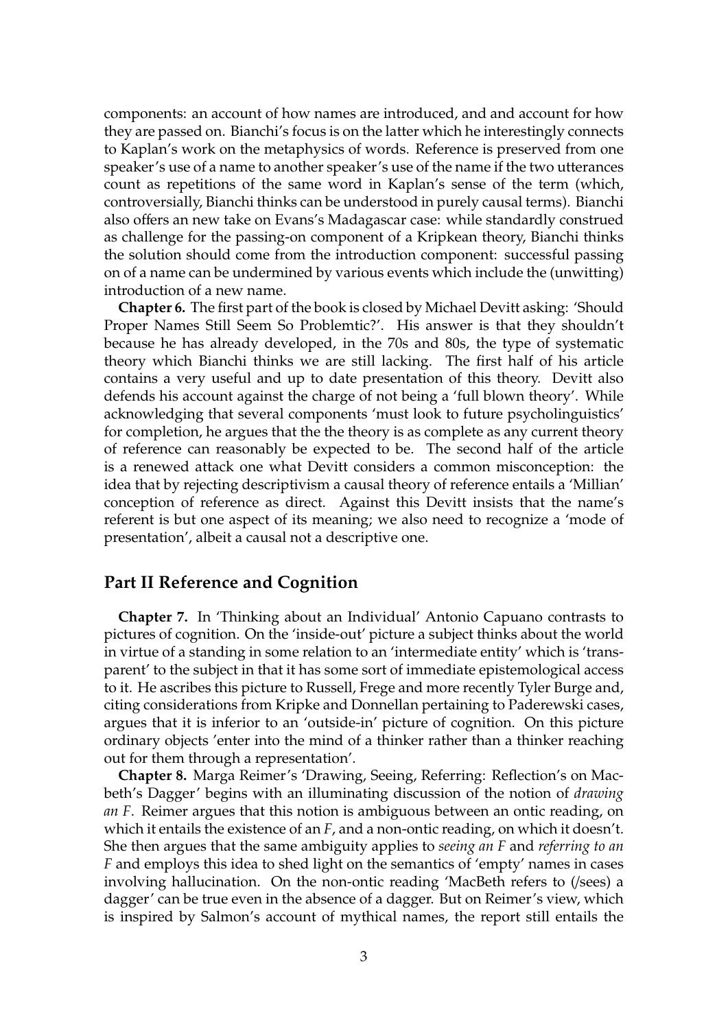components: an account of how names are introduced, and and account for how they are passed on. Bianchi's focus is on the latter which he interestingly connects to Kaplan's work on the metaphysics of words. Reference is preserved from one speaker's use of a name to another speaker's use of the name if the two utterances count as repetitions of the same word in Kaplan's sense of the term (which, controversially, Bianchi thinks can be understood in purely causal terms). Bianchi also offers an new take on Evans's Madagascar case: while standardly construed as challenge for the passing-on component of a Kripkean theory, Bianchi thinks the solution should come from the introduction component: successful passing on of a name can be undermined by various events which include the (unwitting) introduction of a new name.

**Chapter 6.** The first part of the book is closed by Michael Devitt asking: 'Should Proper Names Still Seem So Problemtic?'. His answer is that they shouldn't because he has already developed, in the 70s and 80s, the type of systematic theory which Bianchi thinks we are still lacking. The first half of his article contains a very useful and up to date presentation of this theory. Devitt also defends his account against the charge of not being a 'full blown theory'. While acknowledging that several components 'must look to future psycholinguistics' for completion, he argues that the the theory is as complete as any current theory of reference can reasonably be expected to be. The second half of the article is a renewed attack one what Devitt considers a common misconception: the idea that by rejecting descriptivism a causal theory of reference entails a 'Millian' conception of reference as direct. Against this Devitt insists that the name's referent is but one aspect of its meaning; we also need to recognize a 'mode of presentation', albeit a causal not a descriptive one.

## Part II Reference and Cognition

**Chapter 7.** In 'Thinking about an Individual' Antonio Capuano contrasts to pictures of cognition. On the 'inside-out' picture a subject thinks about the world in virtue of a standing in some relation to an 'intermediate entity' which is 'transparent' to the subject in that it has some sort of immediate epistemological access to it. He ascribes this picture to Russell, Frege and more recently Tyler Burge and, citing considerations from Kripke and Donnellan pertaining to Paderewski cases, argues that it is inferior to an 'outside-in' picture of cognition. On this picture ordinary objects 'enter into the mind of a thinker rather than a thinker reaching out for them through a representation'.

**Chapter 8.** Marga Reimer's 'Drawing, Seeing, Referring: Reflection's on Macbeth's Dagger' begins with an illuminating discussion of the notion of *drawing an F*. Reimer argues that this notion is ambiguous between an ontic reading, on which it entails the existence of an *F*, and a non-ontic reading, on which it doesn't. She then argues that the same ambiguity applies to *seeing an F* and *referring to an F* and employs this idea to shed light on the semantics of 'empty' names in cases involving hallucination. On the non-ontic reading 'MacBeth refers to (/sees) a dagger' can be true even in the absence of a dagger. But on Reimer's view, which is inspired by Salmon's account of mythical names, the report still entails the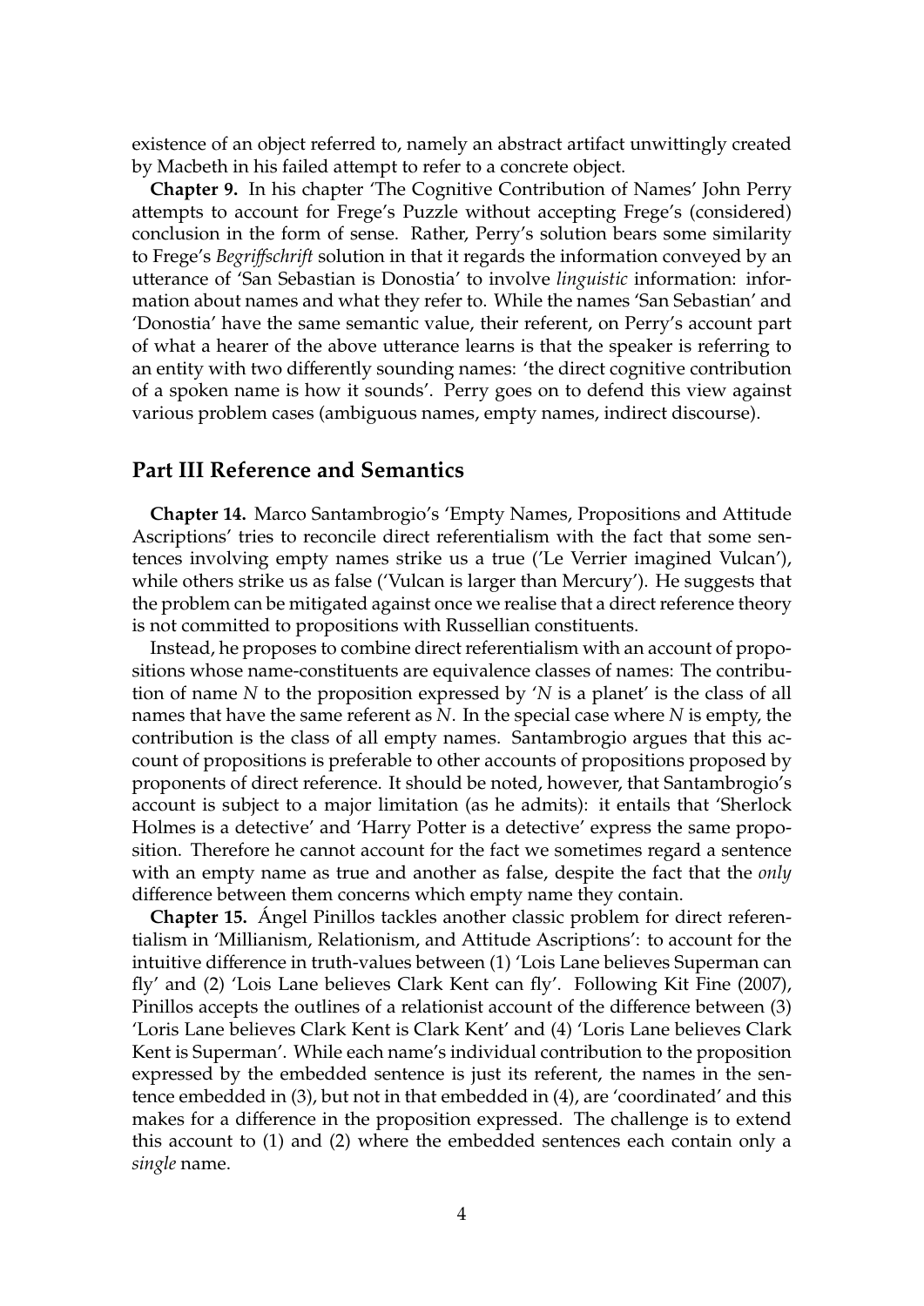existence of an object referred to, namely an abstract artifact unwittingly created by Macbeth in his failed attempt to refer to a concrete object.

**Chapter 9.** In his chapter 'The Cognitive Contribution of Names' John Perry attempts to account for Frege's Puzzle without accepting Frege's (considered) conclusion in the form of sense. Rather, Perry's solution bears some similarity to Frege's *Begriffschrift* solution in that it regards the information conveyed by an utterance of 'San Sebastian is Donostia' to involve *linguistic* information: information about names and what they refer to. While the names 'San Sebastian' and 'Donostia' have the same semantic value, their referent, on Perry's account part of what a hearer of the above utterance learns is that the speaker is referring to an entity with two differently sounding names: 'the direct cognitive contribution of a spoken name is how it sounds'. Perry goes on to defend this view against various problem cases (ambiguous names, empty names, indirect discourse).

## Part III Reference and Semantics

**Chapter 14.** Marco Santambrogio's 'Empty Names, Propositions and Attitude Ascriptions' tries to reconcile direct referentialism with the fact that some sentences involving empty names strike us a true ('Le Verrier imagined Vulcan'), while others strike us as false ('Vulcan is larger than Mercury'). He suggests that the problem can be mitigated against once we realise that a direct reference theory is not committed to propositions with Russellian constituents.

Instead, he proposes to combine direct referentialism with an account of propositions whose name-constituents are equivalence classes of names: The contribution of name *N* to the proposition expressed by '*N* is a planet' is the class of all names that have the same referent as *N*. In the special case where *N* is empty, the contribution is the class of all empty names. Santambrogio argues that this account of propositions is preferable to other accounts of propositions proposed by proponents of direct reference. It should be noted, however, that Santambrogio's account is subject to a major limitation (as he admits): it entails that 'Sherlock Holmes is a detective' and 'Harry Potter is a detective' express the same proposition. Therefore he cannot account for the fact we sometimes regard a sentence with an empty name as true and another as false, despite the fact that the *only* difference between them concerns which empty name they contain.

**Chapter 15.** Ángel Pinillos tackles another classic problem for direct referentialism in 'Millianism, Relationism, and Attitude Ascriptions': to account for the intuitive difference in truth-values between (1) 'Lois Lane believes Superman can fly' and (2) 'Lois Lane believes Clark Kent can fly'. Following Kit Fine (2007), Pinillos accepts the outlines of a relationist account of the difference between (3) 'Loris Lane believes Clark Kent is Clark Kent' and (4) 'Loris Lane believes Clark Kent is Superman'. While each name's individual contribution to the proposition expressed by the embedded sentence is just its referent, the names in the sentence embedded in (3), but not in that embedded in (4), are 'coordinated' and this makes for a difference in the proposition expressed. The challenge is to extend this account to (1) and (2) where the embedded sentences each contain only a *single* name.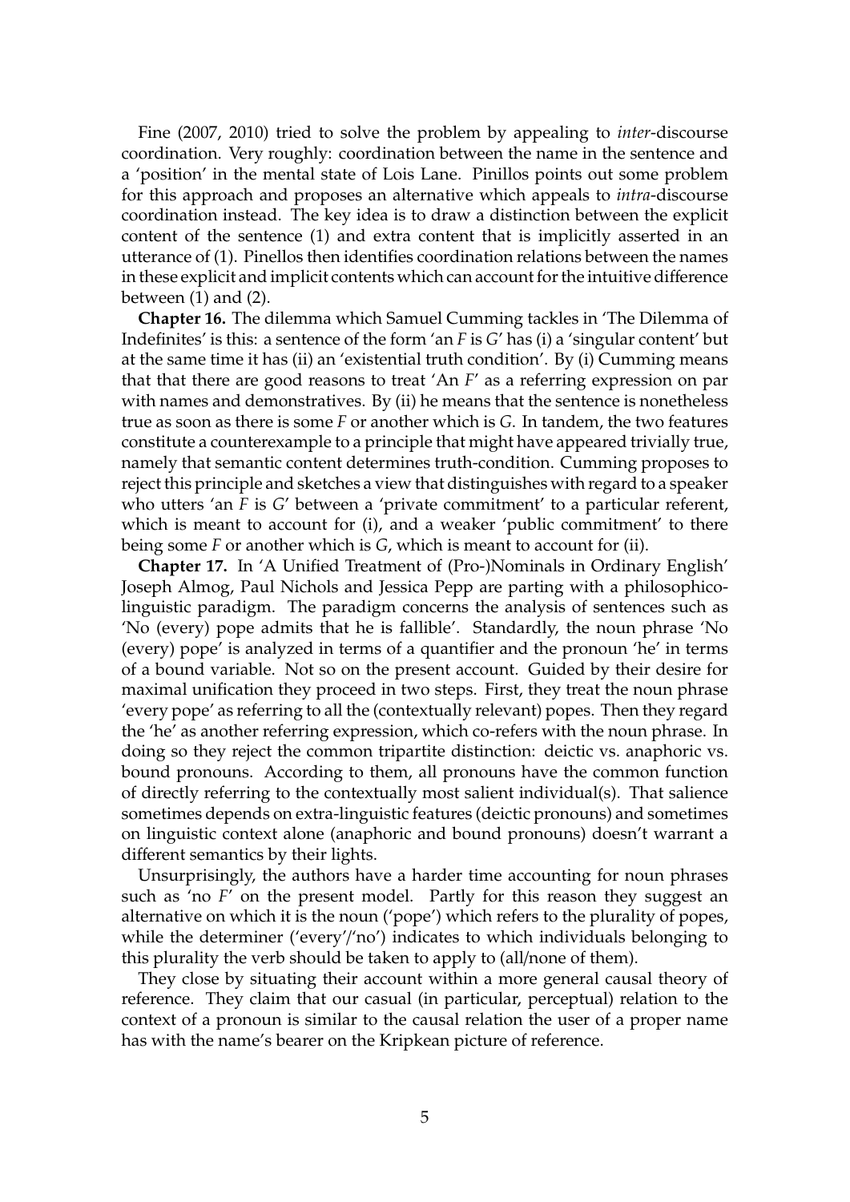Fine (2007, 2010) tried to solve the problem by appealing to *inter*-discourse coordination. Very roughly: coordination between the name in the sentence and a 'position' in the mental state of Lois Lane. Pinillos points out some problem for this approach and proposes an alternative which appeals to *intra*-discourse coordination instead. The key idea is to draw a distinction between the explicit content of the sentence (1) and extra content that is implicitly asserted in an utterance of (1). Pinellos then identifies coordination relations between the names in these explicit and implicit contents which can account for the intuitive difference between (1) and (2).

**Chapter 16.** The dilemma which Samuel Cumming tackles in 'The Dilemma of Indefinites' is this: a sentence of the form 'an *F* is *G*' has (i) a 'singular content' but at the same time it has (ii) an 'existential truth condition'. By (i) Cumming means that that there are good reasons to treat 'An *F*' as a referring expression on par with names and demonstratives. By (ii) he means that the sentence is nonetheless true as soon as there is some *F* or another which is *G*. In tandem, the two features constitute a counterexample to a principle that might have appeared trivially true, namely that semantic content determines truth-condition. Cumming proposes to reject this principle and sketches a view that distinguishes with regard to a speaker who utters 'an *F* is *G*' between a 'private commitment' to a particular referent, which is meant to account for (i), and a weaker 'public commitment' to there being some *F* or another which is *G*, which is meant to account for (ii).

**Chapter 17.** In 'A Unified Treatment of (Pro-)Nominals in Ordinary English' Joseph Almog, Paul Nichols and Jessica Pepp are parting with a philosophico-linguistic paradigm. The paradigm concerns the analysis of sentences such as 'No (every) pope admits that he is fallible'. Standardly, the noun phrase 'No (every) pope' is analyzed in terms of a quantifier and the pronoun 'he' in terms of a bound variable. Not so on the present account. Guided by their desire for maximal unification they proceed in two steps. First, they treat the noun phrase 'every pope' as referring to all the (contextually relevant) popes. Then they regard the 'he' as another referring expression, which co-refers with the noun phrase. In doing so they reject the common tripartite distinction: deictic vs. anaphoric vs. bound pronouns. According to them, all pronouns have the common function of directly referring to the contextually most salient individual(s). That salience sometimes depends on extra-linguistic features (deictic pronouns) and sometimes on linguistic context alone (anaphoric and bound pronouns) doesn't warrant a different semantics by their lights.

Unsurprisingly, the authors have a harder time accounting for noun phrases such as 'no *F*' on the present model. Partly for this reason they suggest an alternative on which it is the noun ('pope') which refers to the plurality of popes, while the determiner ('every'/'no') indicates to which individuals belonging to this plurality the verb should be taken to apply to (all/none of them).

They close by situating their account within a more general causal theory of reference. They claim that our casual (in particular, perceptual) relation to the context of a pronoun is similar to the causal relation the user of a proper name has with the name's bearer on the Kripkean picture of reference.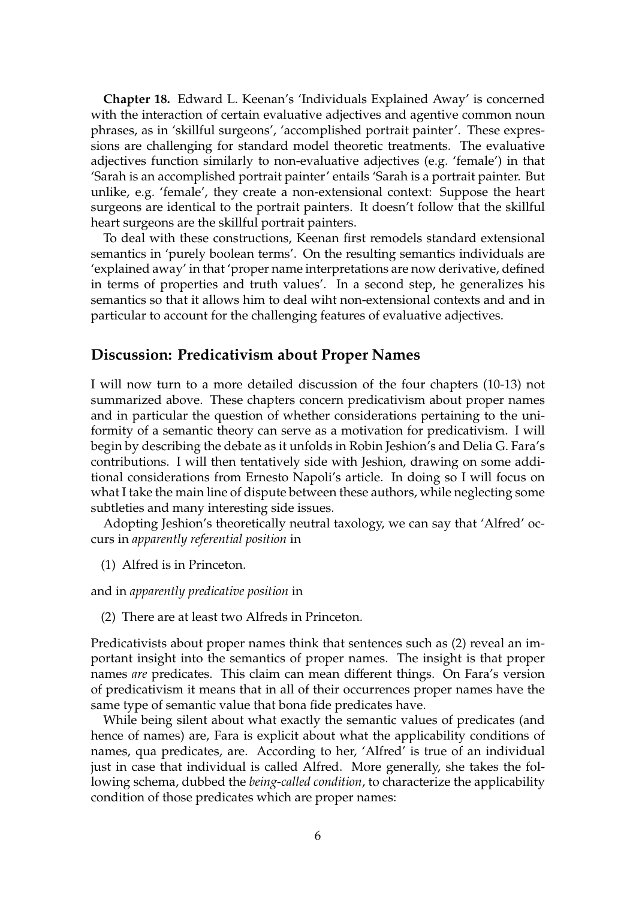**Chapter 18.** Edward L. Keenan's 'Individuals Explained Away' is concerned with the interaction of certain evaluative adjectives and agentive common noun phrases, as in 'skillful surgeons', 'accomplished portrait painter'. These expressions are challenging for standard model theoretic treatments. The evaluative adjectives function similarly to non-evaluative adjectives (e.g. 'female') in that 'Sarah is an accomplished portrait painter' entails 'Sarah is a portrait painter. But unlike, e.g. 'female', they create a non-extensional context: Suppose the heart surgeons are identical to the portrait painters. It doesn't follow that the skillful heart surgeons are the skillful portrait painters.

To deal with these constructions, Keenan first remodels standard extensional semantics in 'purely boolean terms'. On the resulting semantics individuals are 'explained away' in that 'proper name interpretations are now derivative, defined in terms of properties and truth values'. In a second step, he generalizes his semantics so that it allows him to deal wiht non-extensional contexts and and in particular to account for the challenging features of evaluative adjectives.

## Discussion: Predicativism about Proper Names

I will now turn to a more detailed discussion of the four chapters (10-13) not summarized above. These chapters concern predicativism about proper names and in particular the question of whether considerations pertaining to the uniformity of a semantic theory can serve as a motivation for predicativism. I will begin by describing the debate as it unfolds in Robin Jeshion's and Delia G. Fara's contributions. I will then tentatively side with Jeshion, drawing on some additional considerations from Ernesto Napoli's article. In doing so I will focus on what I take the main line of dispute between these authors, while neglecting some subtleties and many interesting side issues.

Adopting Jeshion's theoretically neutral taxology, we can say that 'Alfred' occurs in *apparently referential position* in

(1) Alfred is in Princeton.

and in *apparently predicative position* in

(2) There are at least two Alfreds in Princeton.

Predicativists about proper names think that sentences such as (2) reveal an important insight into the semantics of proper names. The insight is that proper names *are* predicates. This claim can mean different things. On Fara's version of predicativism it means that in all of their occurrences proper names have the same type of semantic value that bona fide predicates have.

While being silent about what exactly the semantic values of predicates (and hence of names) are, Fara is explicit about what the applicability conditions of names, qua predicates, are. According to her, 'Alfred' is true of an individual just in case that individual is called Alfred. More generally, she takes the following schema, dubbed the *being-called condition*, to characterize the applicability condition of those predicates which are proper names: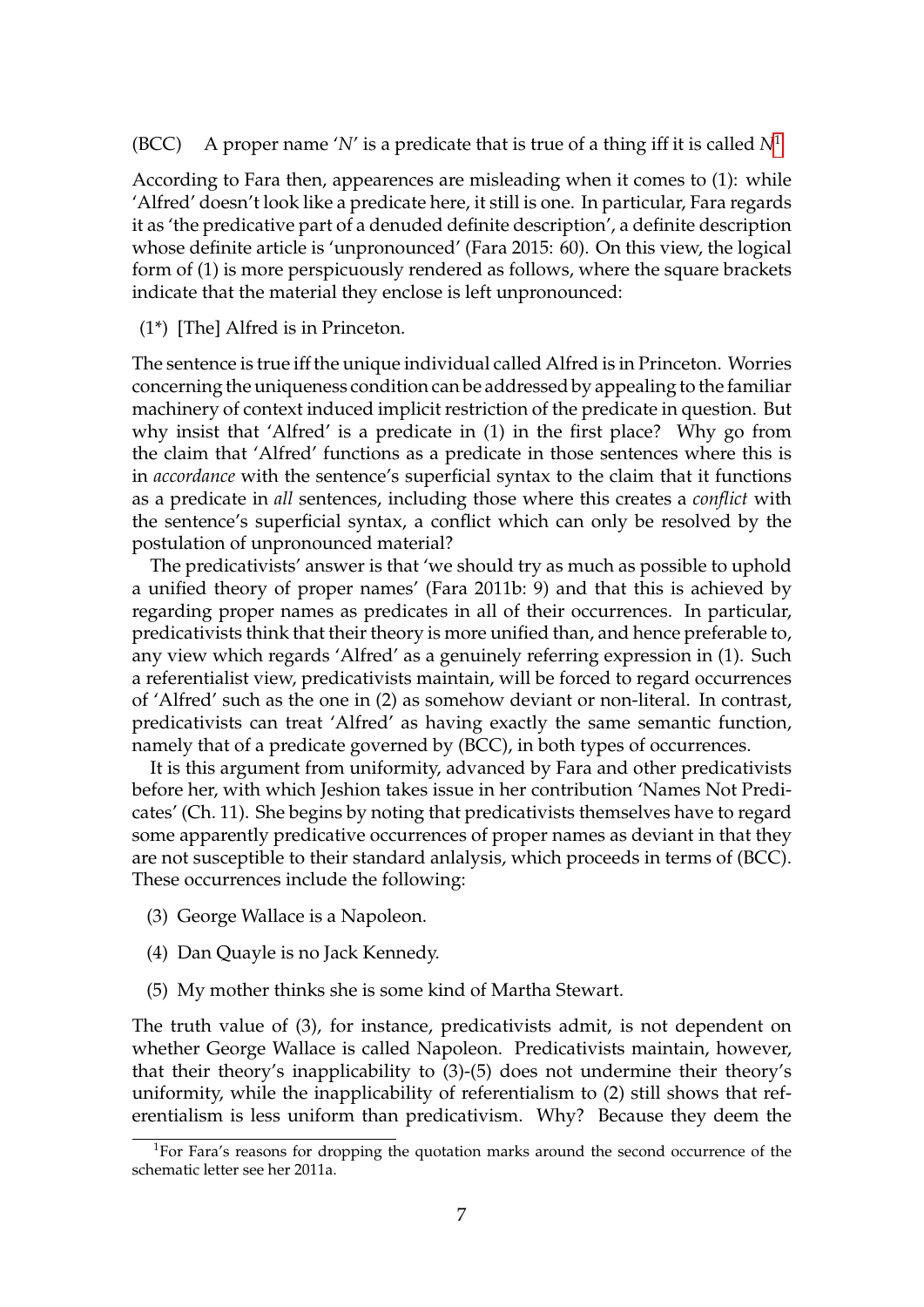(BCC) A proper name '*N*' is a predicate that is true of a thing iff it is called *N*[1]

According to Fara then, appearences are misleading when it comes to (1): while 'Alfred' doesn't look like a predicate here, it still is one. In particular, Fara regards it as 'the predicative part of a denuded definite description', a definite description whose definite article is 'unpronounced' (Fara 2015: 60). On this view, the logical form of (1) is more perspicuously rendered as follows, where the square brackets indicate that the material they enclose is left unpronounced:

(1*) [The] Alfred is in Princeton.

The sentence is true iff the unique individual called Alfred is in Princeton. Worries concerning the uniqueness condition can be addressed by appealing to the familiar machinery of context induced implicit restriction of the predicate in question. But why insist that 'Alfred' is a predicate in (1) in the first place? Why go from the claim that 'Alfred' functions as a predicate in those sentences where this is in *accordance* with the sentence's superficial syntax to the claim that it functions as a predicate in *all* sentences, including those where this creates a *conflict* with the sentence's superficial syntax, a conflict which can only be resolved by the postulation of unpronounced material?

The predicativists' answer is that 'we should try as much as possible to uphold a unified theory of proper names' (Fara 2011b: 9) and that this is achieved by regarding proper names as predicates in all of their occurrences. In particular, predicativists think that their theory is more unified than, and hence preferable to, any view which regards 'Alfred' as a genuinely referring expression in (1). Such a referentialist view, predicativists maintain, will be forced to regard occurrences of 'Alfred' such as the one in (2) as somehow deviant or non-literal. In contrast, predicativists can treat 'Alfred' as having exactly the same semantic function, namely that of a predicate governed by (BCC), in both types of occurrences.

It is this argument from uniformity, advanced by Fara and other predicativists before her, with which Jeshion takes issue in her contribution 'Names Not Predicates' (Ch. 11). She begins by noting that predicativists themselves have to regard some apparently predicative occurrences of proper names as deviant in that they are not susceptible to their standard anlalysis, which proceeds in terms of (BCC). These occurrences include the following:

(3) George Wallace is a Napoleon.

(4) Dan Quayle is no Jack Kennedy.

(5) My mother thinks she is some kind of Martha Stewart.

The truth value of (3), for instance, predicativists admit, is not dependent on whether George Wallace is called Napoleon. Predicativists maintain, however, that their theory's inapplicability to (3)-(5) does not undermine their theory's uniformity, while the inapplicability of referentialism to (2) still shows that referentialism is less uniform than predicativism. Why? Because they deem the

[1] For Fara's reasons for dropping the quotation marks around the second occurrence of the schematic letter see her 2011a.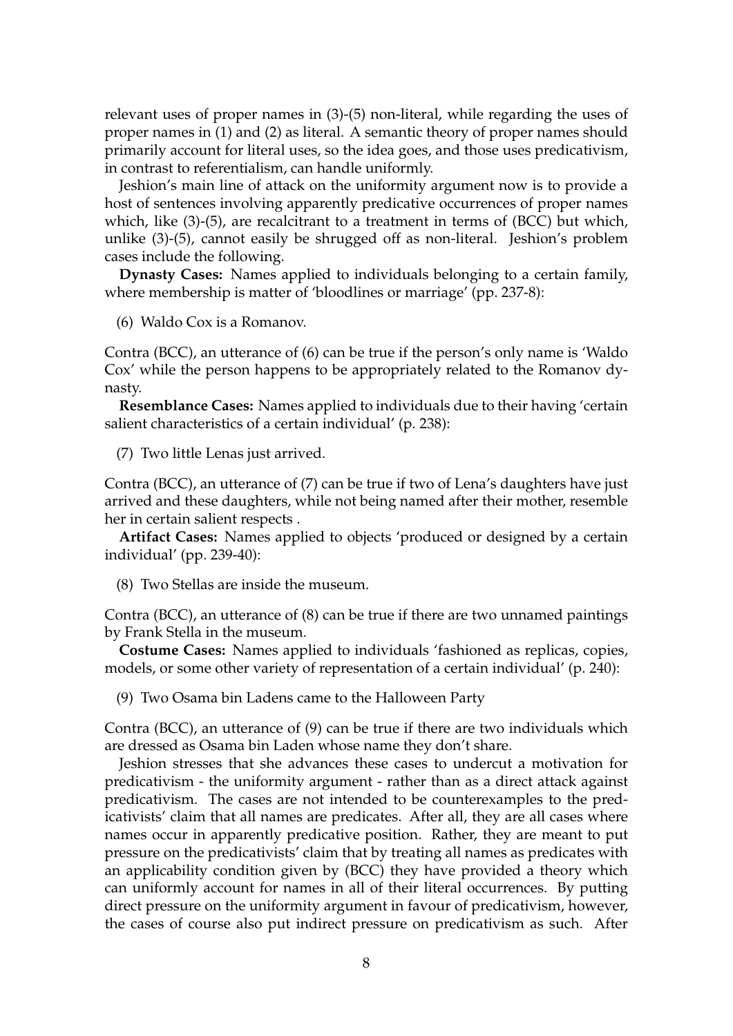relevant uses of proper names in (3)-(5) non-literal, while regarding the uses of proper names in (1) and (2) as literal. A semantic theory of proper names should primarily account for literal uses, so the idea goes, and those uses predicativism, in contrast to referentialism, can handle uniformly.

Jeshion's main line of attack on the uniformity argument now is to provide a host of sentences involving apparently predicative occurrences of proper names which, like (3)-(5), are recalcitrant to a treatment in terms of (BCC) but which, unlike (3)-(5), cannot easily be shrugged off as non-literal. Jeshion's problem cases include the following.

**Dynasty Cases:** Names applied to individuals belonging to a certain family, where membership is matter of 'bloodlines or marriage' (pp. 237-8):

(6) Waldo Cox is a Romanov.

Contra (BCC), an utterance of (6) can be true if the person's only name is 'Waldo Cox' while the person happens to be appropriately related to the Romanov dynasty.

**Resemblance Cases:** Names applied to individuals due to their having 'certain salient characteristics of a certain individual' (p. 238):

(7) Two little Lenas just arrived.

Contra (BCC), an utterance of (7) can be true if two of Lena's daughters have just arrived and these daughters, while not being named after their mother, resemble her in certain salient respects .

**Artifact Cases:** Names applied to objects 'produced or designed by a certain individual' (pp. 239-40):

(8) Two Stellas are inside the museum.

Contra (BCC), an utterance of (8) can be true if there are two unnamed paintings by Frank Stella in the museum.

**Costume Cases:** Names applied to individuals 'fashioned as replicas, copies, models, or some other variety of representation of a certain individual' (p. 240):

(9) Two Osama bin Ladens came to the Halloween Party

Contra (BCC), an utterance of (9) can be true if there are two individuals which are dressed as Osama bin Laden whose name they don't share.

Jeshion stresses that she advances these cases to undercut a motivation for predicativism - the uniformity argument - rather than as a direct attack against predicativism. The cases are not intended to be counterexamples to the predicativists' claim that all names are predicates. After all, they are all cases where names occur in apparently predicative position. Rather, they are meant to put pressure on the predicativists' claim that by treating all names as predicates with an applicability condition given by (BCC) they have provided a theory which can uniformly account for names in all of their literal occurrences. By putting direct pressure on the uniformity argument in favour of predicativism, however, the cases of course also put indirect pressure on predicativism as such. After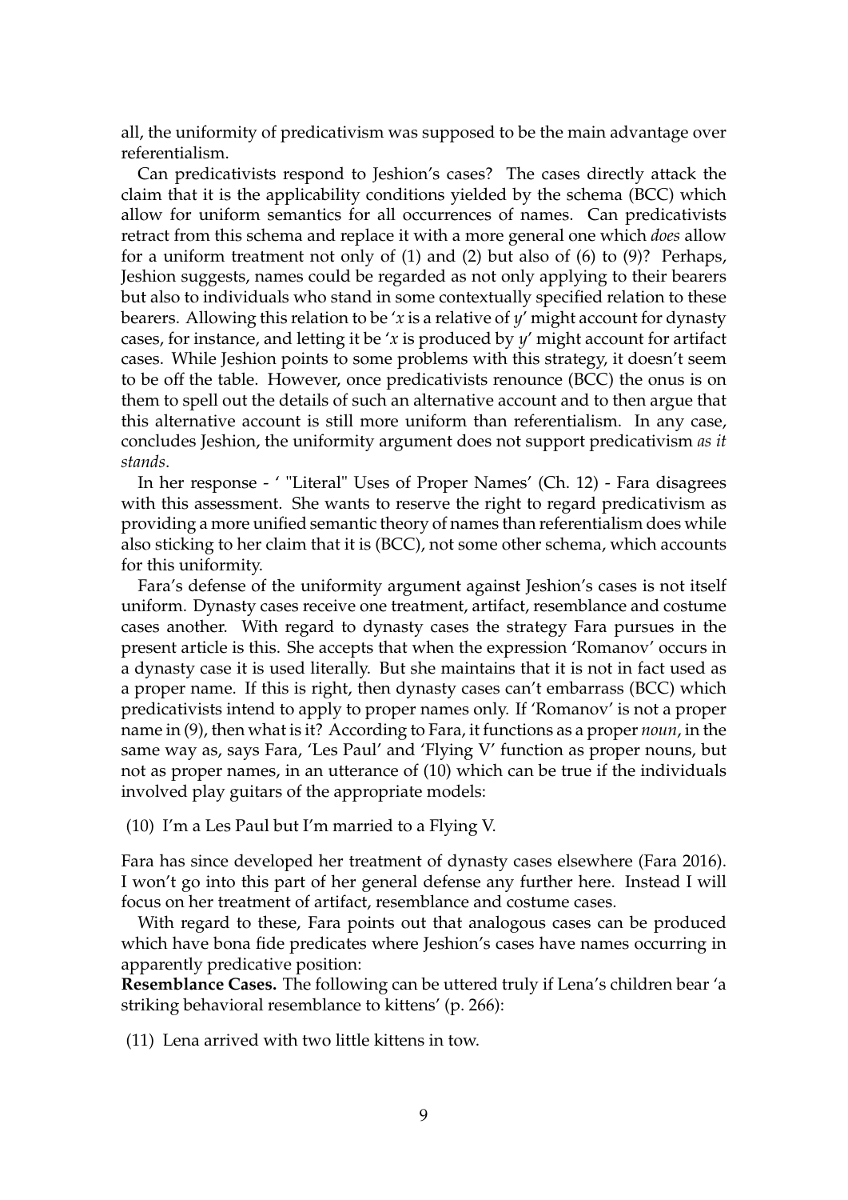all, the uniformity of predicativism was supposed to be the main advantage over referentialism.

Can predicativists respond to Jeshion's cases? The cases directly attack the claim that it is the applicability conditions yielded by the schema (BCC) which allow for uniform semantics for all occurrences of names. Can predicativists retract from this schema and replace it with a more general one which *does* allow for a uniform treatment not only of (1) and (2) but also of (6) to (9)? Perhaps, Jeshion suggests, names could be regarded as not only applying to their bearers but also to individuals who stand in some contextually specified relation to these bearers. Allowing this relation to be '*x* is a relative of *y*' might account for dynasty cases, for instance, and letting it be '*x* is produced by *y*' might account for artifact cases. While Jeshion points to some problems with this strategy, it doesn't seem to be off the table. However, once predicativists renounce (BCC) the onus is on them to spell out the details of such an alternative account and to then argue that this alternative account is still more uniform than referentialism. In any case, concludes Jeshion, the uniformity argument does not support predicativism *as it stands*.

In her response - ' "Literal" Uses of Proper Names' (Ch. 12) - Fara disagrees with this assessment. She wants to reserve the right to regard predicativism as providing a more unified semantic theory of names than referentialism does while also sticking to her claim that it is (BCC), not some other schema, which accounts for this uniformity.

Fara's defense of the uniformity argument against Jeshion's cases is not itself uniform. Dynasty cases receive one treatment, artifact, resemblance and costume cases another. With regard to dynasty cases the strategy Fara pursues in the present article is this. She accepts that when the expression 'Romanov' occurs in a dynasty case it is used literally. But she maintains that it is not in fact used as a proper name. If this is right, then dynasty cases can't embarrass (BCC) which predicativists intend to apply to proper names only. If 'Romanov' is not a proper name in (9), then what is it? According to Fara, it functions as a proper *noun*, in the same way as, says Fara, 'Les Paul' and 'Flying V' function as proper nouns, but not as proper names, in an utterance of (10) which can be true if the individuals involved play guitars of the appropriate models:

(10) I'm a Les Paul but I'm married to a Flying V.

Fara has since developed her treatment of dynasty cases elsewhere (Fara 2016). I won't go into this part of her general defense any further here. Instead I will focus on her treatment of artifact, resemblance and costume cases.

With regard to these, Fara points out that analogous cases can be produced which have bona fide predicates where Jeshion's cases have names occurring in apparently predicative position:

**Resemblance Cases.** The following can be uttered truly if Lena's children bear 'a striking behavioral resemblance to kittens' (p. 266):

(11) Lena arrived with two little kittens in tow.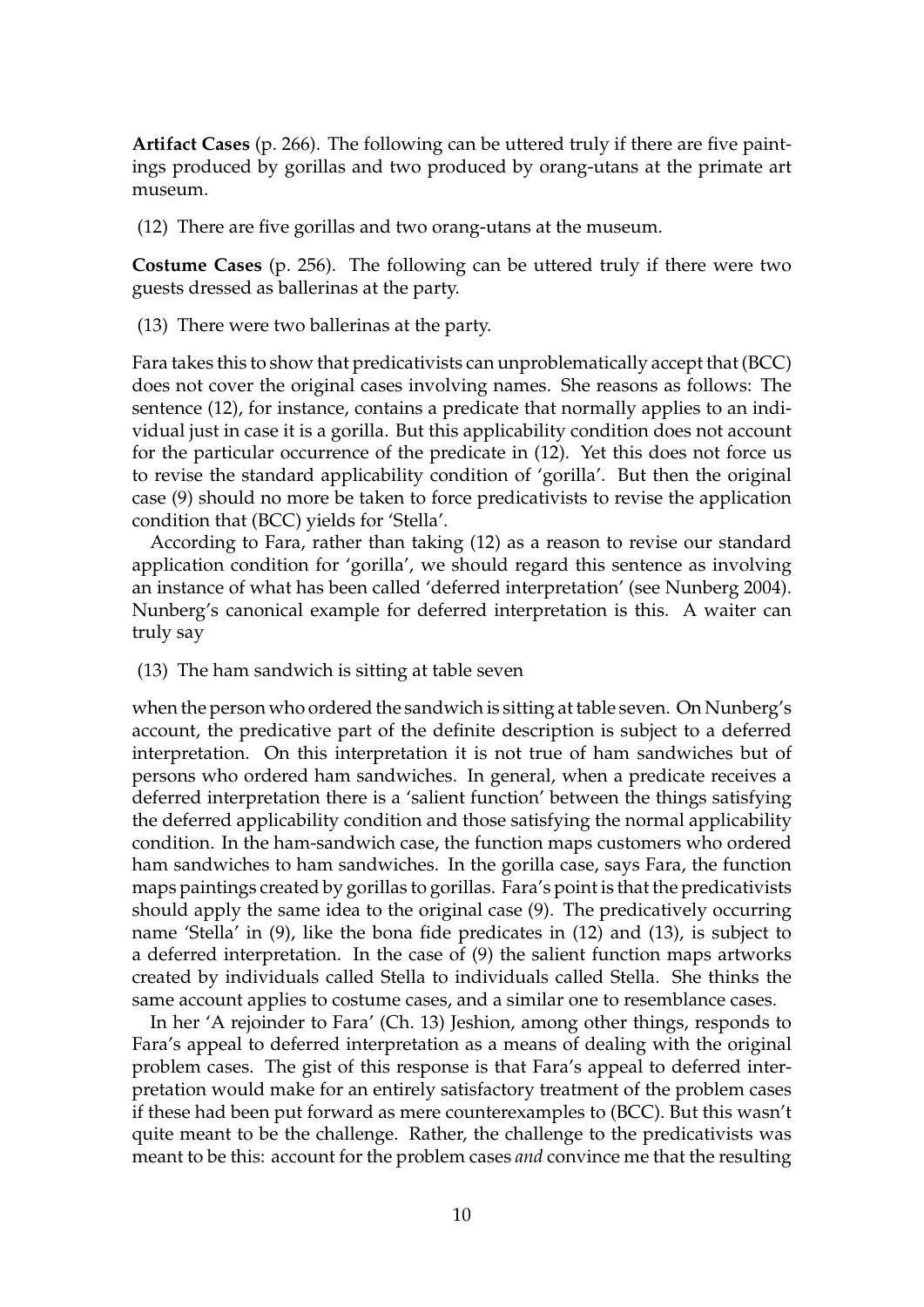**Artifact Cases** (p. 266). The following can be uttered truly if there are five paintings produced by gorillas and two produced by orang-utans at the primate art museum.

(12) There are five gorillas and two orang-utans at the museum.

**Costume Cases** (p. 256). The following can be uttered truly if there were two guests dressed as ballerinas at the party.

(13) There were two ballerinas at the party.

Fara takes this to show that predicativists can unproblematically accept that (BCC) does not cover the original cases involving names. She reasons as follows: The sentence (12), for instance, contains a predicate that normally applies to an individual just in case it is a gorilla. But this applicability condition does not account for the particular occurrence of the predicate in (12). Yet this does not force us to revise the standard applicability condition of 'gorilla'. But then the original case (9) should no more be taken to force predicativists to revise the application condition that (BCC) yields for 'Stella'.

According to Fara, rather than taking (12) as a reason to revise our standard application condition for 'gorilla', we should regard this sentence as involving an instance of what has been called 'deferred interpretation' (see Nunberg 2004). Nunberg's canonical example for deferred interpretation is this. A waiter can truly say

(13) The ham sandwich is sitting at table seven

when the person who ordered the sandwich is sitting at table seven. On Nunberg's account, the predicative part of the definite description is subject to a deferred interpretation. On this interpretation it is not true of ham sandwiches but of persons who ordered ham sandwiches. In general, when a predicate receives a deferred interpretation there is a 'salient function' between the things satisfying the deferred applicability condition and those satisfying the normal applicability condition. In the ham-sandwich case, the function maps customers who ordered ham sandwiches to ham sandwiches. In the gorilla case, says Fara, the function maps paintings created by gorillas to gorillas. Fara's point is that the predicativists should apply the same idea to the original case (9). The predicatively occurring name 'Stella' in (9), like the bona fide predicates in (12) and (13), is subject to a deferred interpretation. In the case of (9) the salient function maps artworks created by individuals called Stella to individuals called Stella. She thinks the same account applies to costume cases, and a similar one to resemblance cases.

In her 'A rejoinder to Fara' (Ch. 13) Jeshion, among other things, responds to Fara's appeal to deferred interpretation as a means of dealing with the original problem cases. The gist of this response is that Fara's appeal to deferred interpretation would make for an entirely satisfactory treatment of the problem cases if these had been put forward as mere counterexamples to (BCC). But this wasn't quite meant to be the challenge. Rather, the challenge to the predicativists was meant to be this: account for the problem cases *and* convince me that the resulting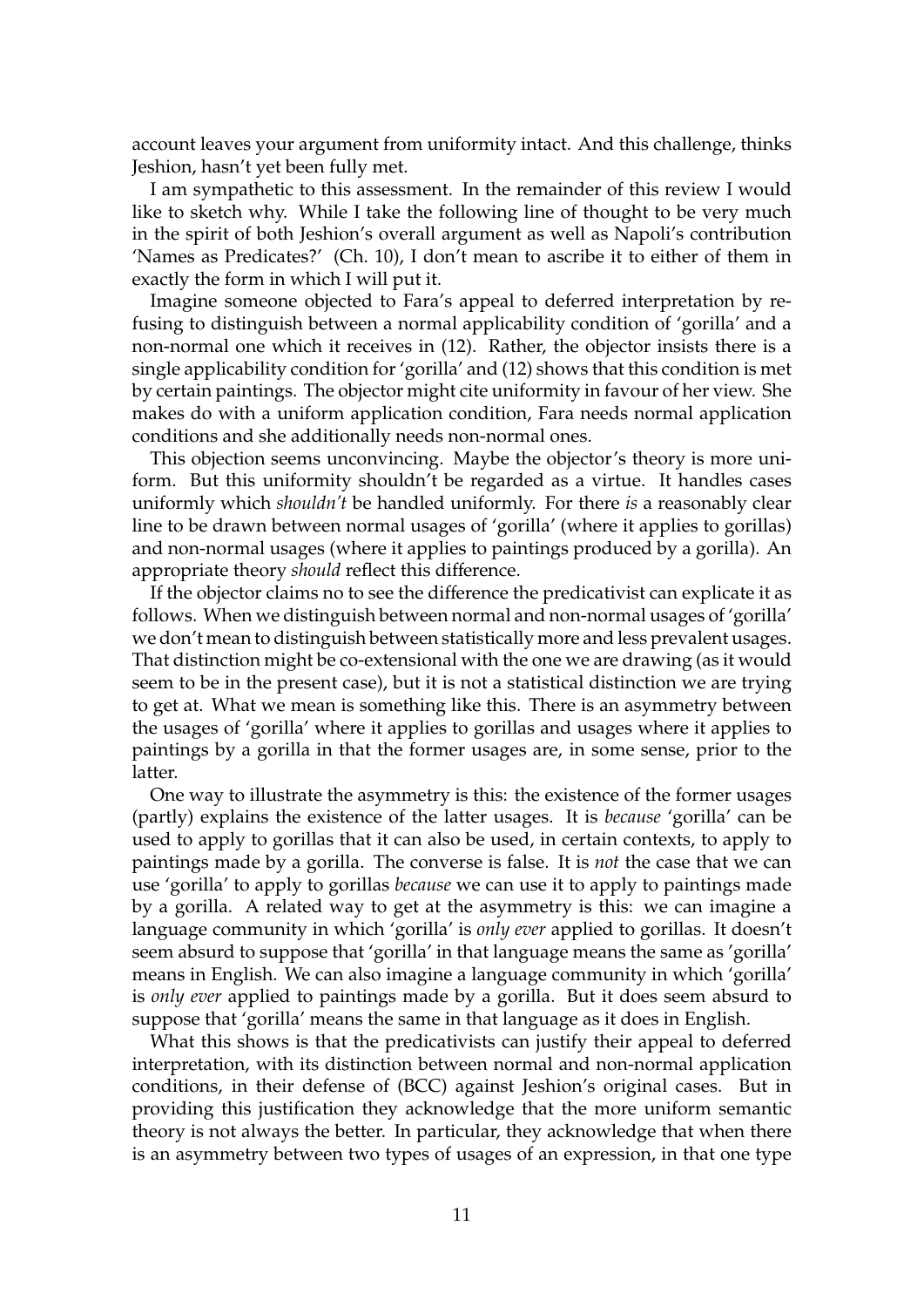account leaves your argument from uniformity intact. And this challenge, thinks Jeshion, hasn't yet been fully met.

I am sympathetic to this assessment. In the remainder of this review I would like to sketch why. While I take the following line of thought to be very much in the spirit of both Jeshion's overall argument as well as Napoli's contribution 'Names as Predicates?' (Ch. 10), I don't mean to ascribe it to either of them in exactly the form in which I will put it.

Imagine someone objected to Fara's appeal to deferred interpretation by refusing to distinguish between a normal applicability condition of 'gorilla' and a non-normal one which it receives in (12). Rather, the objector insists there is a single applicability condition for 'gorilla' and (12) shows that this condition is met by certain paintings. The objector might cite uniformity in favour of her view. She makes do with a uniform application condition, Fara needs normal application conditions and she additionally needs non-normal ones.

This objection seems unconvincing. Maybe the objector's theory is more uniform. But this uniformity shouldn't be regarded as a virtue. It handles cases uniformly which *shouldn't* be handled uniformly. For there *is* a reasonably clear line to be drawn between normal usages of 'gorilla' (where it applies to gorillas) and non-normal usages (where it applies to paintings produced by a gorilla). An appropriate theory *should* reflect this difference.

If the objector claims no to see the difference the predicativist can explicate it as follows. When we distinguish between normal and non-normal usages of 'gorilla' we don't mean to distinguish between statistically more and less prevalent usages. That distinction might be co-extensional with the one we are drawing (as it would seem to be in the present case), but it is not a statistical distinction we are trying to get at. What we mean is something like this. There is an asymmetry between the usages of 'gorilla' where it applies to gorillas and usages where it applies to paintings by a gorilla in that the former usages are, in some sense, prior to the latter.

One way to illustrate the asymmetry is this: the existence of the former usages (partly) explains the existence of the latter usages. It is *because* 'gorilla' can be used to apply to gorillas that it can also be used, in certain contexts, to apply to paintings made by a gorilla. The converse is false. It is *not* the case that we can use 'gorilla' to apply to gorillas *because* we can use it to apply to paintings made by a gorilla. A related way to get at the asymmetry is this: we can imagine a language community in which 'gorilla' is *only ever* applied to gorillas. It doesn't seem absurd to suppose that 'gorilla' in that language means the same as 'gorilla' means in English. We can also imagine a language community in which 'gorilla' is *only ever* applied to paintings made by a gorilla. But it does seem absurd to suppose that 'gorilla' means the same in that language as it does in English.

What this shows is that the predicativists can justify their appeal to deferred interpretation, with its distinction between normal and non-normal application conditions, in their defense of (BCC) against Jeshion's original cases. But in providing this justification they acknowledge that the more uniform semantic theory is not always the better. In particular, they acknowledge that when there is an asymmetry between two types of usages of an expression, in that one type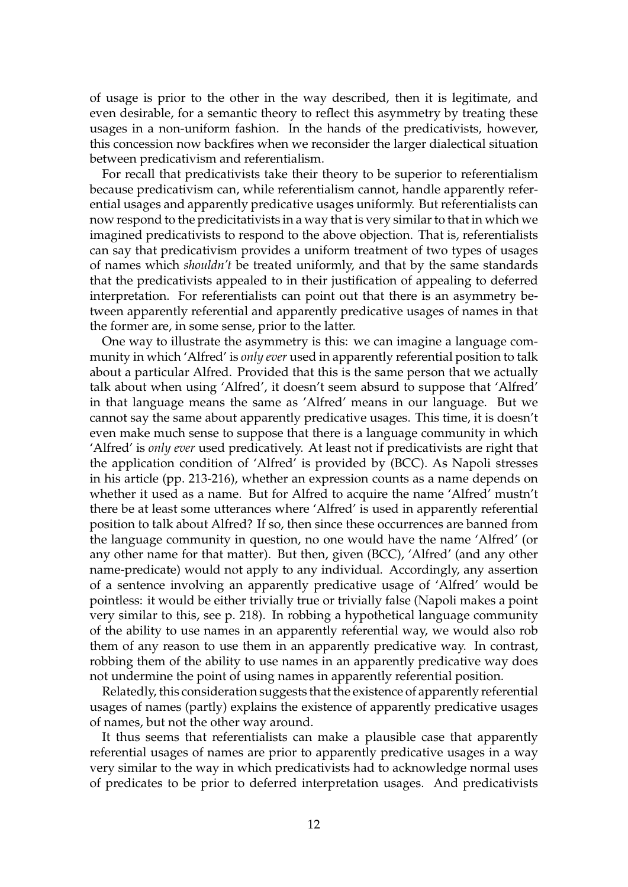of usage is prior to the other in the way described, then it is legitimate, and even desirable, for a semantic theory to reflect this asymmetry by treating these usages in a non-uniform fashion. In the hands of the predicativists, however, this concession now backfires when we reconsider the larger dialectical situation between predicativism and referentialism.

For recall that predicativists take their theory to be superior to referentialism because predicativism can, while referentialism cannot, handle apparently referential usages and apparently predicative usages uniformly. But referentialists can now respond to the predicitativists in a way that is very similar to that in which we imagined predicativists to respond to the above objection. That is, referentialists can say that predicativism provides a uniform treatment of two types of usages of names which *shouldn't* be treated uniformly, and that by the same standards that the predicativists appealed to in their justification of appealing to deferred interpretation. For referentialists can point out that there is an asymmetry between apparently referential and apparently predicative usages of names in that the former are, in some sense, prior to the latter.

One way to illustrate the asymmetry is this: we can imagine a language community in which 'Alfred' is *only ever* used in apparently referential position to talk about a particular Alfred. Provided that this is the same person that we actually talk about when using 'Alfred', it doesn't seem absurd to suppose that 'Alfred' in that language means the same as 'Alfred' means in our language. But we cannot say the same about apparently predicative usages. This time, it is doesn't even make much sense to suppose that there is a language community in which 'Alfred' is *only ever* used predicatively. At least not if predicativists are right that the application condition of 'Alfred' is provided by (BCC). As Napoli stresses in his article (pp. 213-216), whether an expression counts as a name depends on whether it used as a name. But for Alfred to acquire the name 'Alfred' mustn't there be at least some utterances where 'Alfred' is used in apparently referential position to talk about Alfred? If so, then since these occurrences are banned from the language community in question, no one would have the name 'Alfred' (or any other name for that matter). But then, given (BCC), 'Alfred' (and any other name-predicate) would not apply to any individual. Accordingly, any assertion of a sentence involving an apparently predicative usage of 'Alfred' would be pointless: it would be either trivially true or trivially false (Napoli makes a point very similar to this, see p. 218). In robbing a hypothetical language community of the ability to use names in an apparently referential way, we would also rob them of any reason to use them in an apparently predicative way. In contrast, robbing them of the ability to use names in an apparently predicative way does not undermine the point of using names in apparently referential position.

Relatedly, this consideration suggests that the existence of apparently referential usages of names (partly) explains the existence of apparently predicative usages of names, but not the other way around.

It thus seems that referentialists can make a plausible case that apparently referential usages of names are prior to apparently predicative usages in a way very similar to the way in which predicativists had to acknowledge normal uses of predicates to be prior to deferred interpretation usages. And predicativists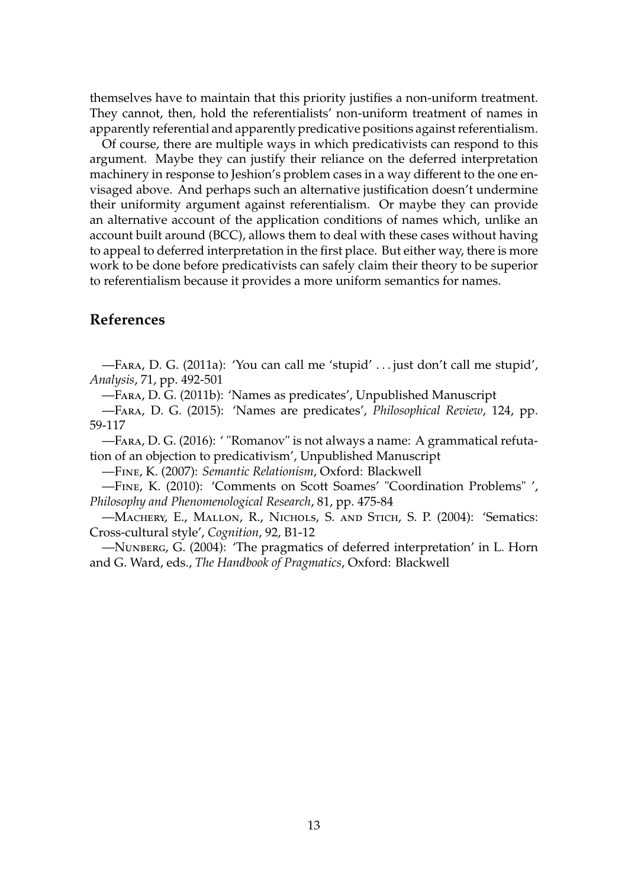themselves have to maintain that this priority justifies a non-uniform treatment. They cannot, then, hold the referentialists' non-uniform treatment of names in apparently referential and apparently predicative positions against referentialism.

Of course, there are multiple ways in which predicativists can respond to this argument. Maybe they can justify their reliance on the deferred interpretation machinery in response to Jeshion's problem cases in a way different to the one envisaged above. And perhaps such an alternative justification doesn't undermine their uniformity argument against referentialism. Or maybe they can provide an alternative account of the application conditions of names which, unlike an account built around (BCC), allows them to deal with these cases without having to appeal to deferred interpretation in the first place. But either way, there is more work to be done before predicativists can safely claim their theory to be superior to referentialism because it provides a more uniform semantics for names.

## References

—Fara, D. G. (2011a): 'You can call me 'stupid' . . . just don't call me stupid', *Analysis*, 71, pp. 492-501

—Fara, D. G. (2011b): 'Names as predicates', Unpublished Manuscript

—Fara, D. G. (2015): 'Names are predicates', *Philosophical Review*, 124, pp. 59-117

—Fara, D. G. (2016): ' "Romanov" is not always a name: A grammatical refutation of an objection to predicativism', Unpublished Manuscript

—Fine, K. (2007): *Semantic Relationism*, Oxford: Blackwell

—Fine, K. (2010): 'Comments on Scott Soames' "Coordination Problems" ', *Philosophy and Phenomenological Research*, 81, pp. 475-84

—Machery, E., Mallon, R., Nichols, S. and Stich, S. P. (2004): 'Sematics: Cross-cultural style', *Cognition*, 92, B1-12

—Nunberg, G. (2004): 'The pragmatics of deferred interpretation' in L. Horn and G. Ward, eds., *The Handbook of Pragmatics*, Oxford: Blackwell